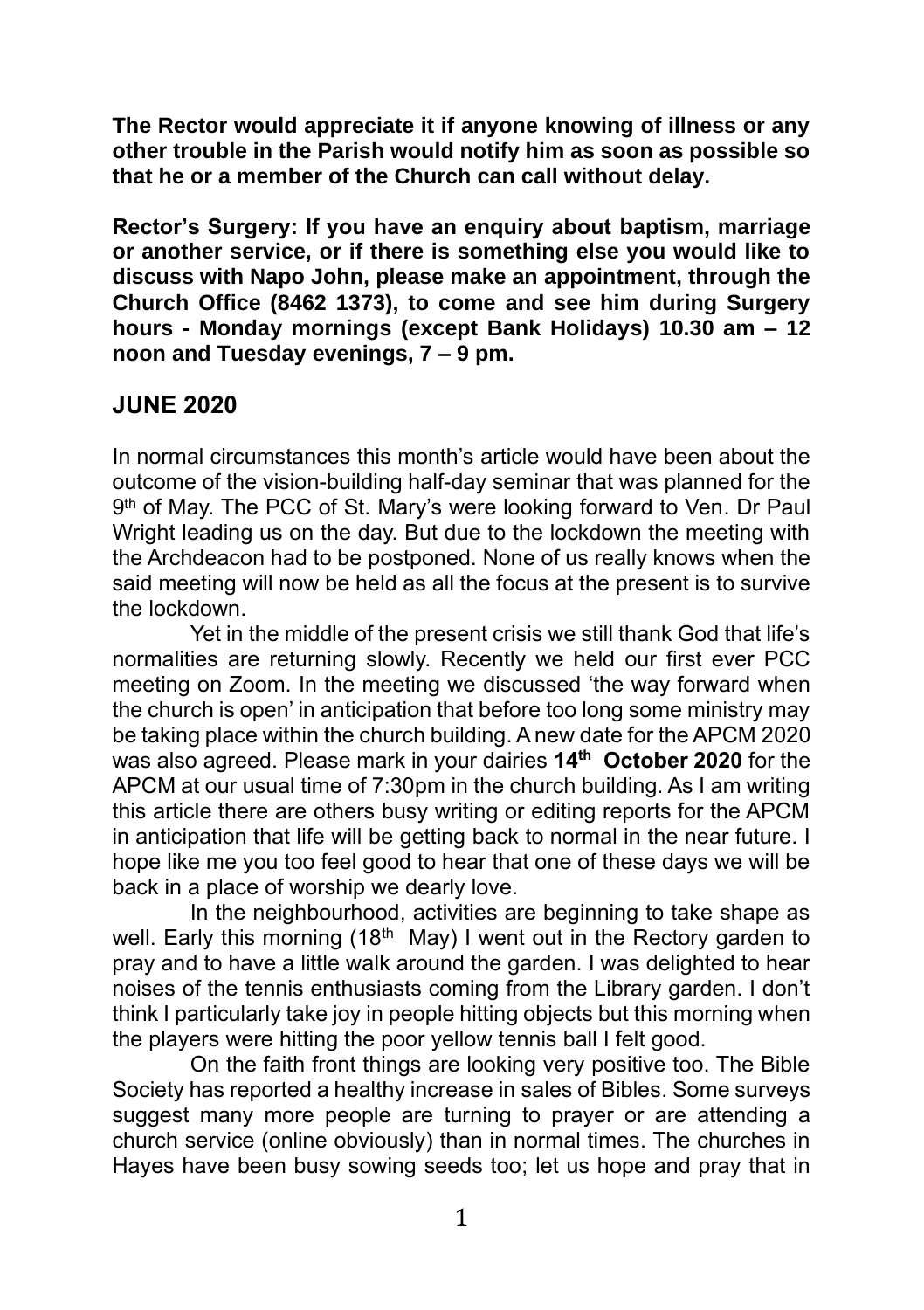**The Rector would appreciate it if anyone knowing of illness or any other trouble in the Parish would notify him as soon as possible so that he or a member of the Church can call without delay.**

**Rector's Surgery: If you have an enquiry about baptism, marriage or another service, or if there is something else you would like to discuss with Napo John, please make an appointment, through the Church Office (8462 1373), to come and see him during Surgery hours - Monday mornings (except Bank Holidays) 10.30 am – 12 noon and Tuesday evenings, 7 – 9 pm.**

## JUNE 2020

In normal circumstances this month's article would have been about the outcome of the vision-building half-day seminar that was planned for the 9th of May. The PCC of St. Mary's were looking forward to Ven. Dr Paul Wright leading us on the day. But due to the lockdown the meeting with the Archdeacon had to be postponed. None of us really knows when the said meeting will now be held as all the focus at the present is to survive the lockdown.

Yet in the middle of the present crisis we still thank God that life's normalities are returning slowly. Recently we held our first ever PCC meeting on Zoom. In the meeting we discussed 'the way forward when the church is open' in anticipation that before too long some ministry may be taking place within the church building. A new date for the APCM 2020 was also agreed. Please mark in your dairies **14th October 2020** for the APCM at our usual time of 7:30pm in the church building. As I am writing this article there are others busy writing or editing reports for the APCM in anticipation that life will be getting back to normal in the near future. I hope like me you too feel good to hear that one of these days we will be back in a place of worship we dearly love.

In the neighbourhood, activities are beginning to take shape as well. Early this morning (18th May) I went out in the Rectory garden to pray and to have a little walk around the garden. I was delighted to hear noises of the tennis enthusiasts coming from the Library garden. I don't think I particularly take joy in people hitting objects but this morning when the players were hitting the poor yellow tennis ball I felt good.

On the faith front things are looking very positive too. The Bible Society has reported a healthy increase in sales of Bibles. Some surveys suggest many more people are turning to prayer or are attending a church service (online obviously) than in normal times. The churches in Hayes have been busy sowing seeds too; let us hope and pray that in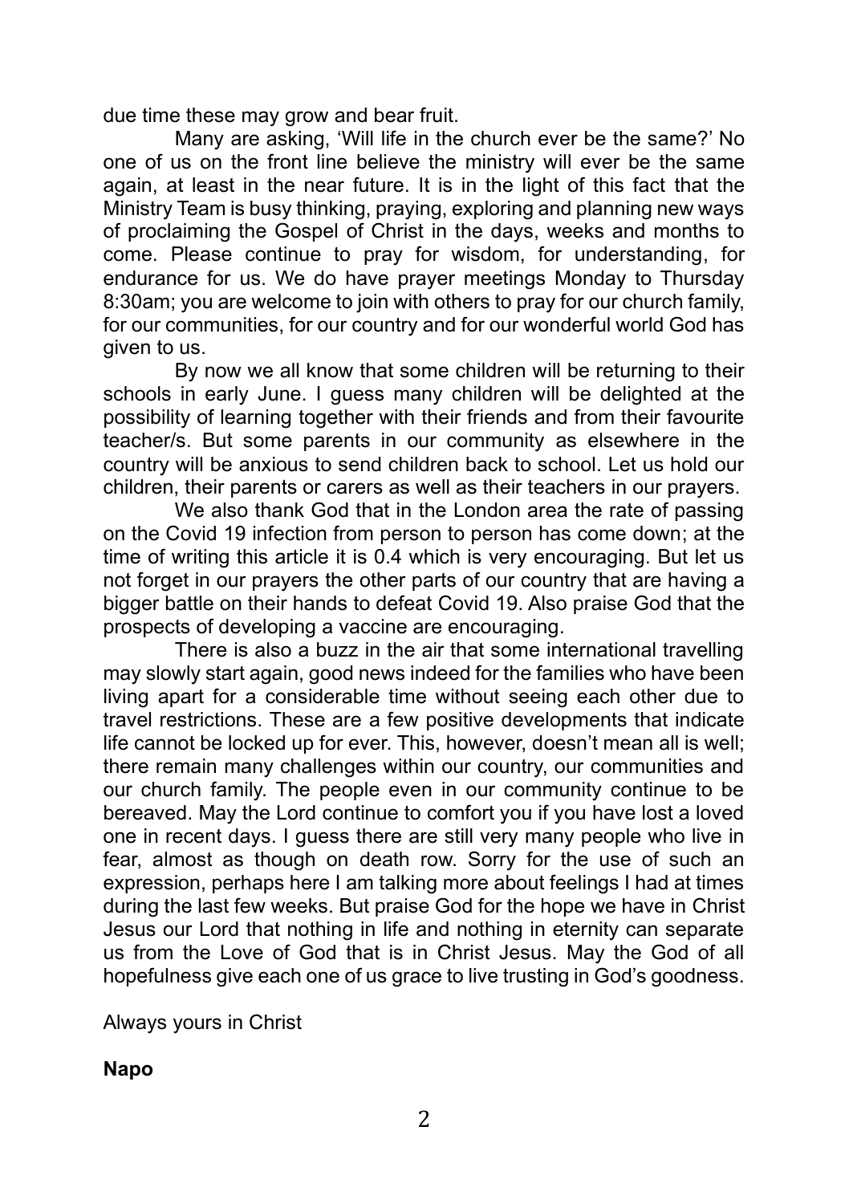due time these may grow and bear fruit.

Many are asking, 'Will life in the church ever be the same?' No one of us on the front line believe the ministry will ever be the same again, at least in the near future. It is in the light of this fact that the Ministry Team is busy thinking, praying, exploring and planning new ways of proclaiming the Gospel of Christ in the days, weeks and months to come. Please continue to pray for wisdom, for understanding, for endurance for us. We do have prayer meetings Monday to Thursday 8:30am; you are welcome to join with others to pray for our church family, for our communities, for our country and for our wonderful world God has given to us.

By now we all know that some children will be returning to their schools in early June. I guess many children will be delighted at the possibility of learning together with their friends and from their favourite teacher/s. But some parents in our community as elsewhere in the country will be anxious to send children back to school. Let us hold our children, their parents or carers as well as their teachers in our prayers.

We also thank God that in the London area the rate of passing on the Covid 19 infection from person to person has come down; at the time of writing this article it is 0.4 which is very encouraging. But let us not forget in our prayers the other parts of our country that are having a bigger battle on their hands to defeat Covid 19. Also praise God that the prospects of developing a vaccine are encouraging.

There is also a buzz in the air that some international travelling may slowly start again, good news indeed for the families who have been living apart for a considerable time without seeing each other due to travel restrictions. These are a few positive developments that indicate life cannot be locked up for ever. This, however, doesn't mean all is well; there remain many challenges within our country, our communities and our church family. The people even in our community continue to be bereaved. May the Lord continue to comfort you if you have lost a loved one in recent days. I guess there are still very many people who live in fear, almost as though on death row. Sorry for the use of such an expression, perhaps here I am talking more about feelings I had at times during the last few weeks. But praise God for the hope we have in Christ Jesus our Lord that nothing in life and nothing in eternity can separate us from the Love of God that is in Christ Jesus. May the God of all hopefulness give each one of us grace to live trusting in God's goodness.

Always yours in Christ

**Napo**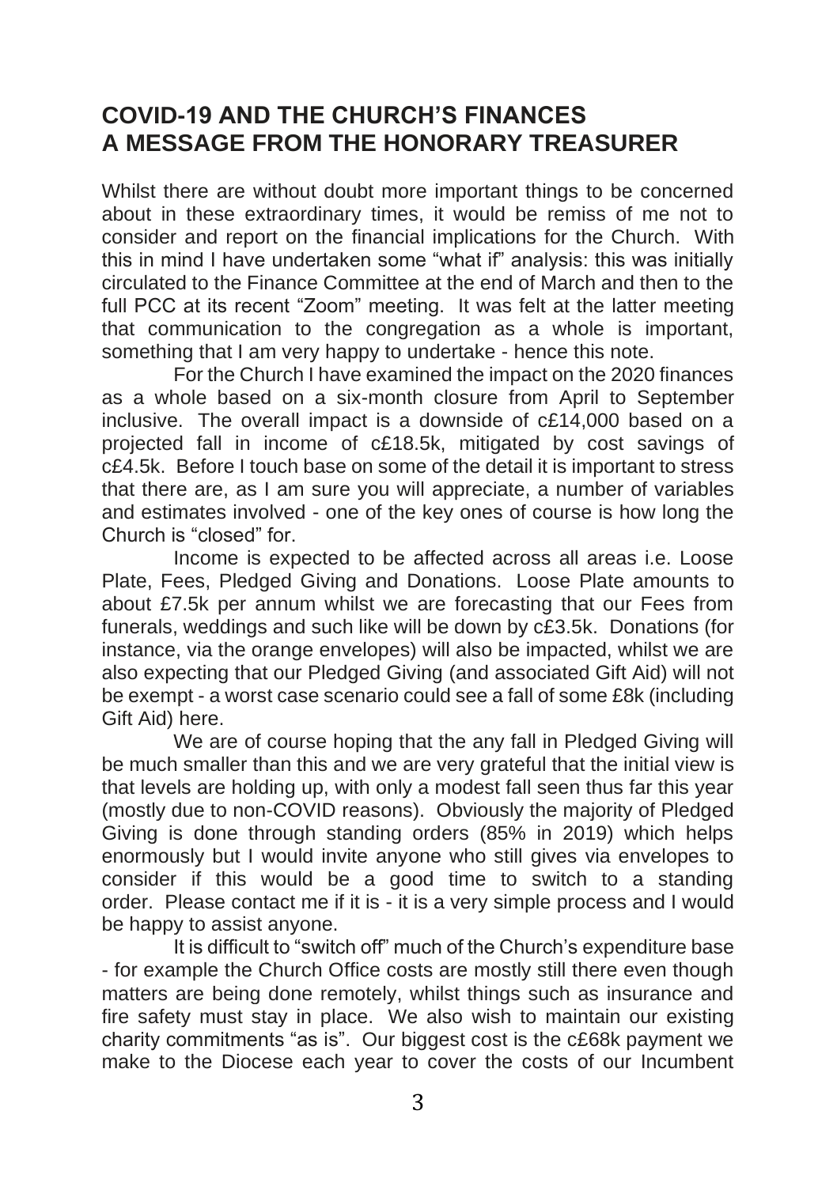## COVID-19 AND THE CHURCH'S FINANCES
## A MESSAGE FROM THE HONORARY TREASURER

Whilst there are without doubt more important things to be concerned about in these extraordinary times, it would be remiss of me not to consider and report on the financial implications for the Church. With this in mind I have undertaken some "what if" analysis: this was initially circulated to the Finance Committee at the end of March and then to the full PCC at its recent "Zoom" meeting. It was felt at the latter meeting that communication to the congregation as a whole is important, something that I am very happy to undertake - hence this note.

For the Church I have examined the impact on the 2020 finances as a whole based on a six-month closure from April to September inclusive. The overall impact is a downside of c£14,000 based on a projected fall in income of c£18.5k, mitigated by cost savings of c£4.5k. Before I touch base on some of the detail it is important to stress that there are, as I am sure you will appreciate, a number of variables and estimates involved - one of the key ones of course is how long the Church is "closed" for.

Income is expected to be affected across all areas i.e. Loose Plate, Fees, Pledged Giving and Donations. Loose Plate amounts to about £7.5k per annum whilst we are forecasting that our Fees from funerals, weddings and such like will be down by c£3.5k. Donations (for instance, via the orange envelopes) will also be impacted, whilst we are also expecting that our Pledged Giving (and associated Gift Aid) will not be exempt - a worst case scenario could see a fall of some £8k (including Gift Aid) here.

We are of course hoping that the any fall in Pledged Giving will be much smaller than this and we are very grateful that the initial view is that levels are holding up, with only a modest fall seen thus far this year (mostly due to non-COVID reasons). Obviously the majority of Pledged Giving is done through standing orders (85% in 2019) which helps enormously but I would invite anyone who still gives via envelopes to consider if this would be a good time to switch to a standing order. Please contact me if it is - it is a very simple process and I would be happy to assist anyone.

It is difficult to "switch off" much of the Church's expenditure base - for example the Church Office costs are mostly still there even though matters are being done remotely, whilst things such as insurance and fire safety must stay in place. We also wish to maintain our existing charity commitments "as is". Our biggest cost is the c£68k payment we make to the Diocese each year to cover the costs of our Incumbent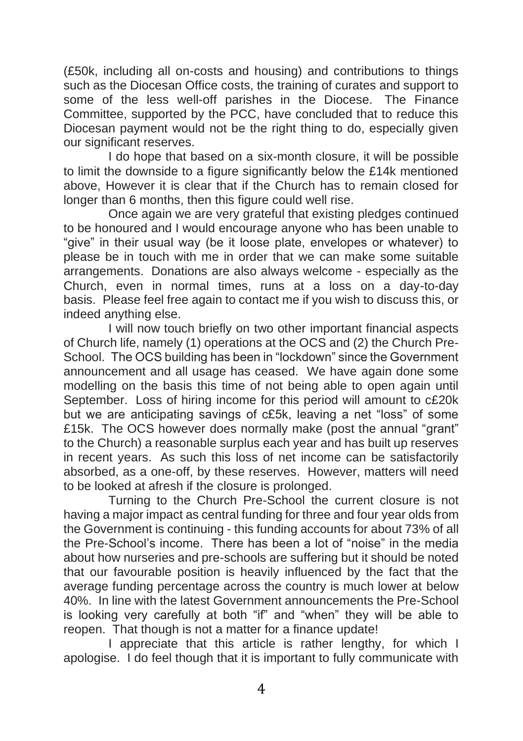(£50k, including all on-costs and housing) and contributions to things such as the Diocesan Office costs, the training of curates and support to some of the less well-off parishes in the Diocese. The Finance Committee, supported by the PCC, have concluded that to reduce this Diocesan payment would not be the right thing to do, especially given our significant reserves.

I do hope that based on a six-month closure, it will be possible to limit the downside to a figure significantly below the £14k mentioned above, However it is clear that if the Church has to remain closed for longer than 6 months, then this figure could well rise.

Once again we are very grateful that existing pledges continued to be honoured and I would encourage anyone who has been unable to "give" in their usual way (be it loose plate, envelopes or whatever) to please be in touch with me in order that we can make some suitable arrangements. Donations are also always welcome - especially as the Church, even in normal times, runs at a loss on a day-to-day basis. Please feel free again to contact me if you wish to discuss this, or indeed anything else.

I will now touch briefly on two other important financial aspects of Church life, namely (1) operations at the OCS and (2) the Church Pre-School. The OCS building has been in "lockdown" since the Government announcement and all usage has ceased. We have again done some modelling on the basis this time of not being able to open again until September. Loss of hiring income for this period will amount to c£20k but we are anticipating savings of c£5k, leaving a net "loss" of some £15k. The OCS however does normally make (post the annual "grant" to the Church) a reasonable surplus each year and has built up reserves in recent years. As such this loss of net income can be satisfactorily absorbed, as a one-off, by these reserves. However, matters will need to be looked at afresh if the closure is prolonged.

Turning to the Church Pre-School the current closure is not having a major impact as central funding for three and four year olds from the Government is continuing - this funding accounts for about 73% of all the Pre-School's income. There has been a lot of "noise" in the media about how nurseries and pre-schools are suffering but it should be noted that our favourable position is heavily influenced by the fact that the average funding percentage across the country is much lower at below 40%. In line with the latest Government announcements the Pre-School is looking very carefully at both "if" and "when" they will be able to reopen. That though is not a matter for a finance update!

I appreciate that this article is rather lengthy, for which I apologise. I do feel though that it is important to fully communicate with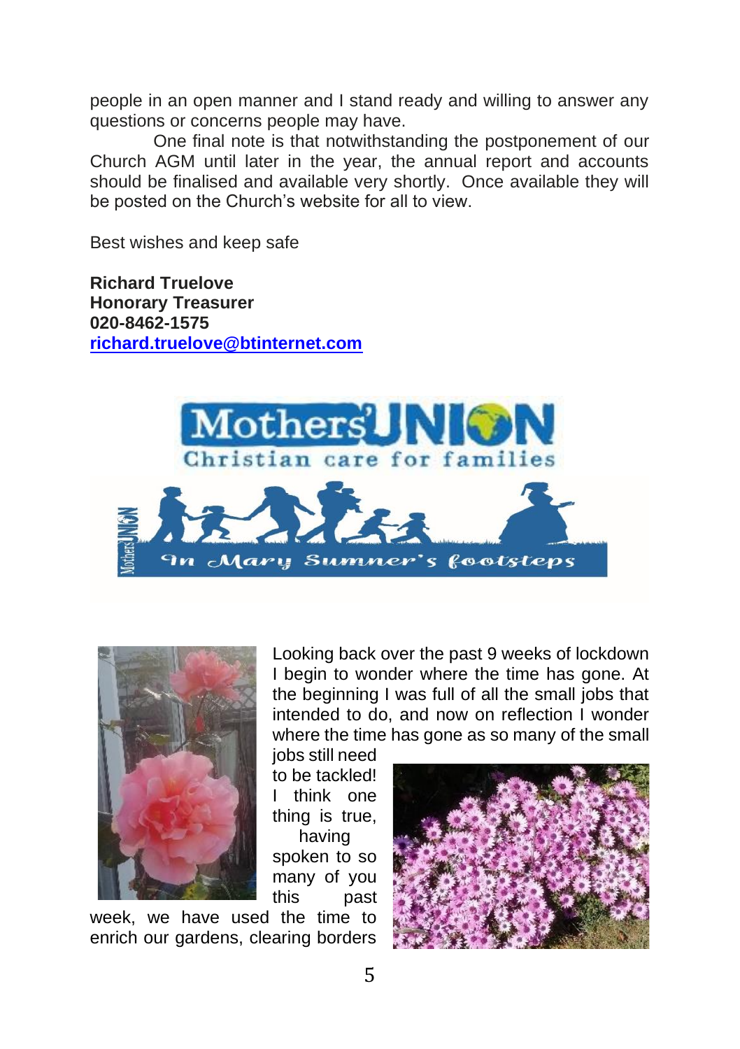people in an open manner and I stand ready and willing to answer any questions or concerns people may have.

One final note is that notwithstanding the postponement of our Church AGM until later in the year, the annual report and accounts should be finalised and available very shortly. Once available they will be posted on the Church's website for all to view.

Best wishes and keep safe

**Richard Truelove**
**Honorary Treasurer**
**020-8462-1575**
**richard.truelove@btinternet.com**

Looking back over the past 9 weeks of lockdown I begin to wonder where the time has gone. At the beginning I was full of all the small jobs that intended to do, and now on reflection I wonder where the time has gone as so many of the small jobs still need to be tackled! I think one thing is true, having spoken to so many of you this past week, we have used the time to enrich our gardens, clearing borders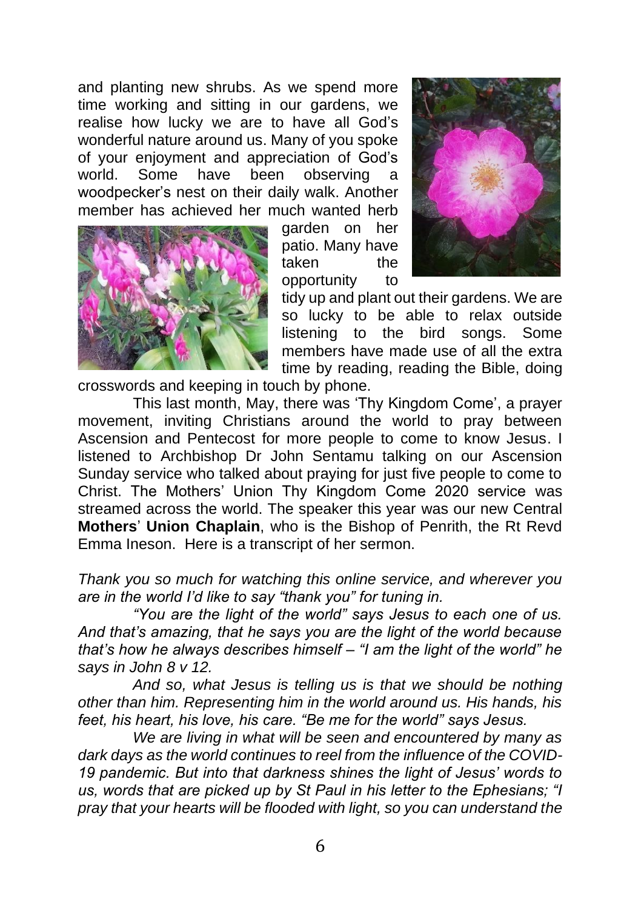and planting new shrubs. As we spend more time working and sitting in our gardens, we realise how lucky we are to have all God's wonderful nature around us. Many of you spoke of your enjoyment and appreciation of God's world. Some have been observing a woodpecker's nest on their daily walk. Another member has achieved her much wanted herb garden on her patio. Many have taken the opportunity to tidy up and plant out their gardens. We are so lucky to be able to relax outside listening to the bird songs. Some members have made use of all the extra time by reading, reading the Bible, doing crosswords and keeping in touch by phone.

This last month, May, there was 'Thy Kingdom Come', a prayer movement, inviting Christians around the world to pray between Ascension and Pentecost for more people to come to know Jesus. I listened to Archbishop Dr John Sentamu talking on our Ascension Sunday service who talked about praying for just five people to come to Christ. The Mothers' Union Thy Kingdom Come 2020 service was streamed across the world. The speaker this year was our new Central **Mothers**' **Union Chaplain**, who is the Bishop of Penrith, the Rt Revd Emma Ineson. Here is a transcript of her sermon.

*Thank you so much for watching this online service, and wherever you are in the world I'd like to say "thank you" for tuning in.*

*"You are the light of the world" says Jesus to each one of us. And that's amazing, that he says you are the light of the world because that's how he always describes himself – "I am the light of the world" he says in John 8 v 12.*

*And so, what Jesus is telling us is that we should be nothing other than him. Representing him in the world around us. His hands, his feet, his heart, his love, his care. "Be me for the world" says Jesus.*

*We are living in what will be seen and encountered by many as dark days as the world continues to reel from the influence of the COVID-19 pandemic. But into that darkness shines the light of Jesus' words to us, words that are picked up by St Paul in his letter to the Ephesians; "I pray that your hearts will be flooded with light, so you can understand the*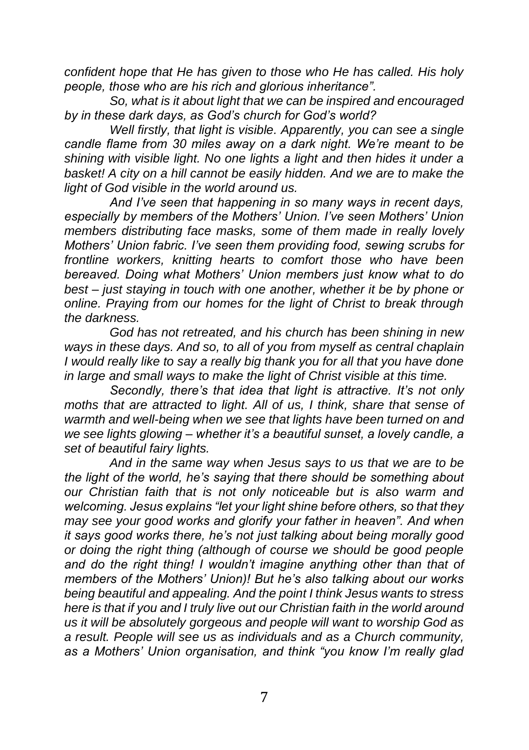*confident hope that He has given to those who He has called. His holy people, those who are his rich and glorious inheritance".*

*So, what is it about light that we can be inspired and encouraged by in these dark days, as God's church for God's world?*

*Well firstly, that light is visible. Apparently, you can see a single candle flame from 30 miles away on a dark night. We're meant to be shining with visible light. No one lights a light and then hides it under a basket! A city on a hill cannot be easily hidden. And we are to make the light of God visible in the world around us.*

*And I've seen that happening in so many ways in recent days, especially by members of the Mothers' Union. I've seen Mothers' Union members distributing face masks, some of them made in really lovely Mothers' Union fabric. I've seen them providing food, sewing scrubs for frontline workers, knitting hearts to comfort those who have been bereaved. Doing what Mothers' Union members just know what to do best – just staying in touch with one another, whether it be by phone or online. Praying from our homes for the light of Christ to break through the darkness.*

*God has not retreated, and his church has been shining in new ways in these days. And so, to all of you from myself as central chaplain I would really like to say a really big thank you for all that you have done in large and small ways to make the light of Christ visible at this time.*

*Secondly, there's that idea that light is attractive. It's not only moths that are attracted to light. All of us, I think, share that sense of warmth and well-being when we see that lights have been turned on and we see lights glowing – whether it's a beautiful sunset, a lovely candle, a set of beautiful fairy lights.*

*And in the same way when Jesus says to us that we are to be the light of the world, he's saying that there should be something about our Christian faith that is not only noticeable but is also warm and welcoming. Jesus explains "let your light shine before others, so that they may see your good works and glorify your father in heaven". And when it says good works there, he's not just talking about being morally good or doing the right thing (although of course we should be good people and do the right thing! I wouldn't imagine anything other than that of members of the Mothers' Union)! But he's also talking about our works being beautiful and appealing. And the point I think Jesus wants to stress here is that if you and I truly live out our Christian faith in the world around us it will be absolutely gorgeous and people will want to worship God as a result. People will see us as individuals and as a Church community, as a Mothers' Union organisation, and think "you know I'm really glad*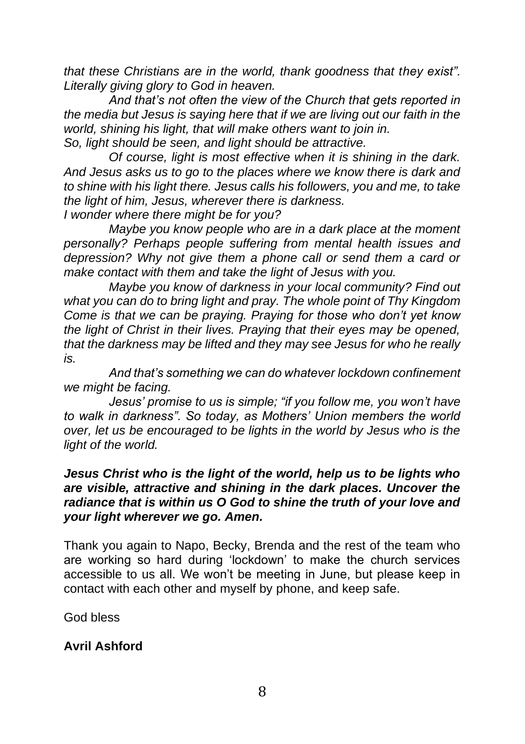*that these Christians are in the world, thank goodness that they exist". Literally giving glory to God in heaven.*

*And that's not often the view of the Church that gets reported in the media but Jesus is saying here that if we are living out our faith in the world, shining his light, that will make others want to join in.*

*So, light should be seen, and light should be attractive.*

*Of course, light is most effective when it is shining in the dark. And Jesus asks us to go to the places where we know there is dark and to shine with his light there. Jesus calls his followers, you and me, to take the light of him, Jesus, wherever there is darkness.*

*I wonder where there might be for you?*

*Maybe you know people who are in a dark place at the moment personally? Perhaps people suffering from mental health issues and depression? Why not give them a phone call or send them a card or make contact with them and take the light of Jesus with you.*

*Maybe you know of darkness in your local community? Find out what you can do to bring light and pray. The whole point of Thy Kingdom Come is that we can be praying. Praying for those who don't yet know the light of Christ in their lives. Praying that their eyes may be opened, that the darkness may be lifted and they may see Jesus for who he really is.*

*And that's something we can do whatever lockdown confinement we might be facing.*

*Jesus' promise to us is simple; "if you follow me, you won't have to walk in darkness". So today, as Mothers' Union members the world over, let us be encouraged to be lights in the world by Jesus who is the light of the world.*

***Jesus Christ who is the light of the world, help us to be lights who are visible, attractive and shining in the dark places. Uncover the radiance that is within us O God to shine the truth of your love and your light wherever we go. Amen.***

Thank you again to Napo, Becky, Brenda and the rest of the team who are working so hard during 'lockdown' to make the church services accessible to us all. We won't be meeting in June, but please keep in contact with each other and myself by phone, and keep safe.

God bless

**Avril Ashford**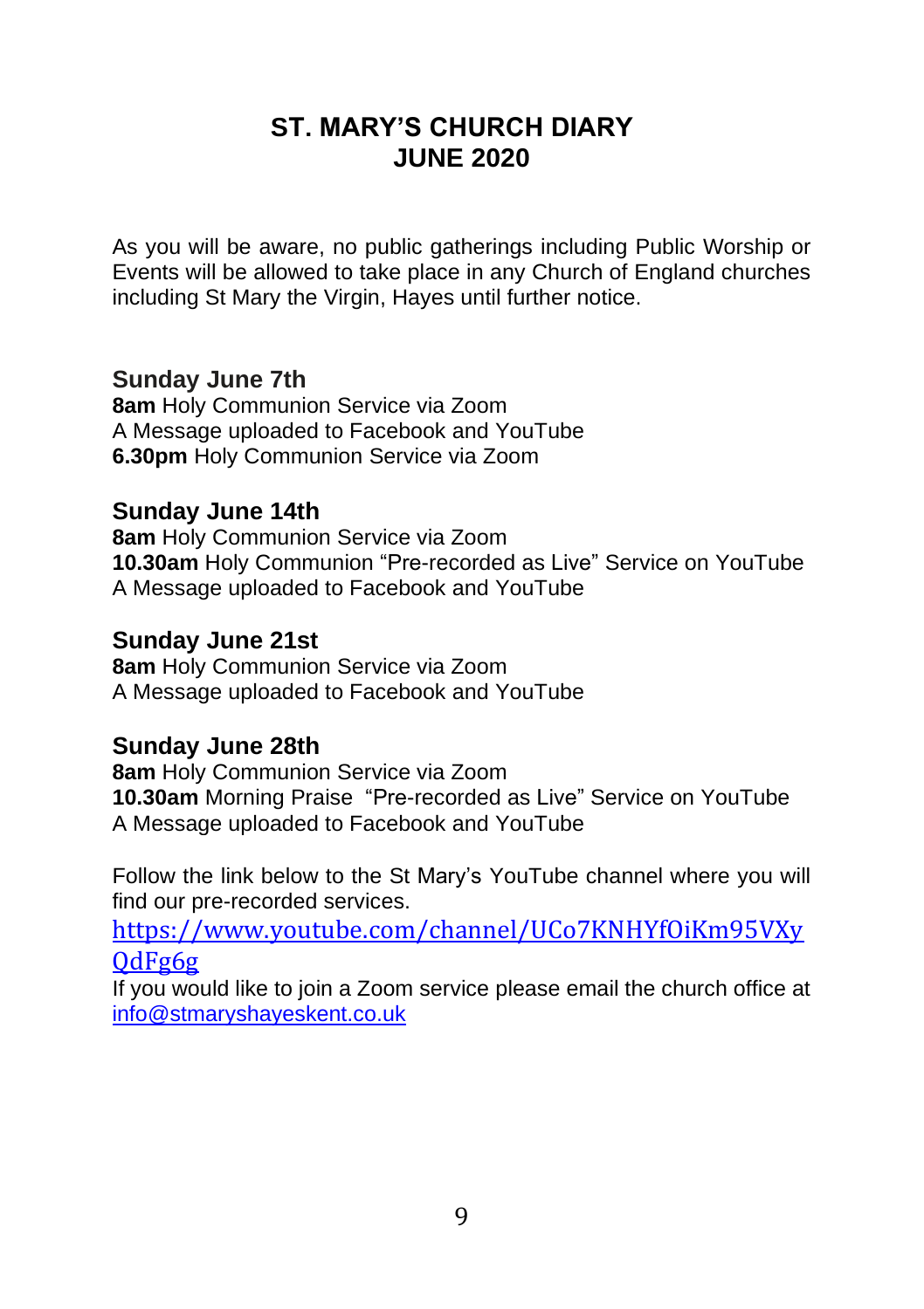# ST. MARY'S CHURCH DIARY
# JUNE 2020

As you will be aware, no public gatherings including Public Worship or Events will be allowed to take place in any Church of England churches including St Mary the Virgin, Hayes until further notice.

### Sunday June 7th

**8am** Holy Communion Service via Zoom
A Message uploaded to Facebook and YouTube
**6.30pm** Holy Communion Service via Zoom

### Sunday June 14th

**8am** Holy Communion Service via Zoom
**10.30am** Holy Communion "Pre-recorded as Live" Service on YouTube
A Message uploaded to Facebook and YouTube

### Sunday June 21st

**8am** Holy Communion Service via Zoom
A Message uploaded to Facebook and YouTube

### Sunday June 28th

**8am** Holy Communion Service via Zoom
**10.30am** Morning Praise "Pre-recorded as Live" Service on YouTube
A Message uploaded to Facebook and YouTube

Follow the link below to the St Mary's YouTube channel where you will find our pre-recorded services.
https://www.youtube.com/channel/UCo7KNHYfOiKm95VXyQdFg6g
If you would like to join a Zoom service please email the church office at info@stmaryshayeskent.co.uk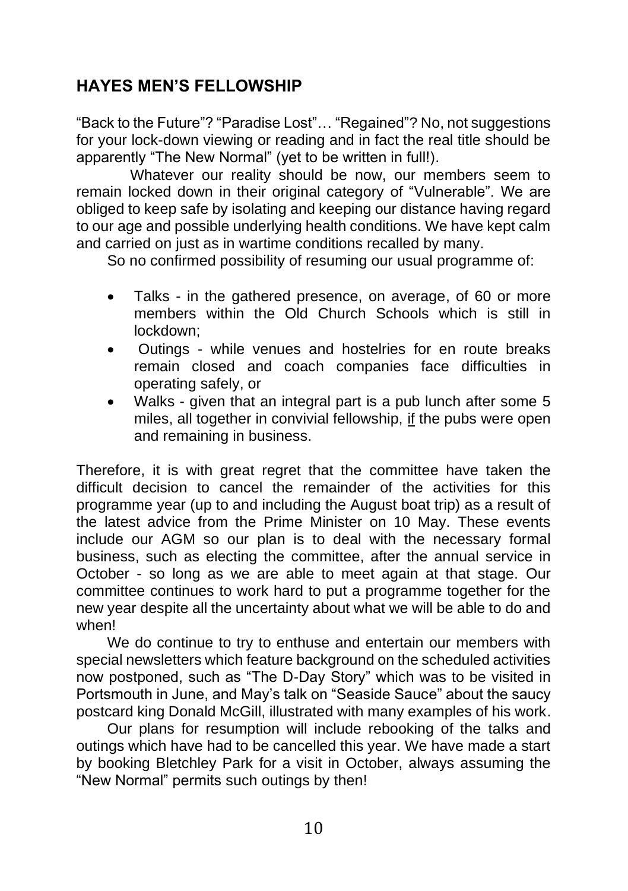## HAYES MEN'S FELLOWSHIP

"Back to the Future"? "Paradise Lost"… "Regained"? No, not suggestions for your lock-down viewing or reading and in fact the real title should be apparently "The New Normal" (yet to be written in full!).

Whatever our reality should be now, our members seem to remain locked down in their original category of "Vulnerable". We are obliged to keep safe by isolating and keeping our distance having regard to our age and possible underlying health conditions. We have kept calm and carried on just as in wartime conditions recalled by many.

So no confirmed possibility of resuming our usual programme of:

- Talks - in the gathered presence, on average, of 60 or more members within the Old Church Schools which is still in lockdown;
- Outings - while venues and hostelries for en route breaks remain closed and coach companies face difficulties in operating safely, or
- Walks - given that an integral part is a pub lunch after some 5 miles, all together in convivial fellowship, <u>if</u> the pubs were open and remaining in business.

Therefore, it is with great regret that the committee have taken the difficult decision to cancel the remainder of the activities for this programme year (up to and including the August boat trip) as a result of the latest advice from the Prime Minister on 10 May. These events include our AGM so our plan is to deal with the necessary formal business, such as electing the committee, after the annual service in October - so long as we are able to meet again at that stage. Our committee continues to work hard to put a programme together for the new year despite all the uncertainty about what we will be able to do and when!

We do continue to try to enthuse and entertain our members with special newsletters which feature background on the scheduled activities now postponed, such as "The D-Day Story" which was to be visited in Portsmouth in June, and May's talk on "Seaside Sauce" about the saucy postcard king Donald McGill, illustrated with many examples of his work.

Our plans for resumption will include rebooking of the talks and outings which have had to be cancelled this year. We have made a start by booking Bletchley Park for a visit in October, always assuming the "New Normal" permits such outings by then!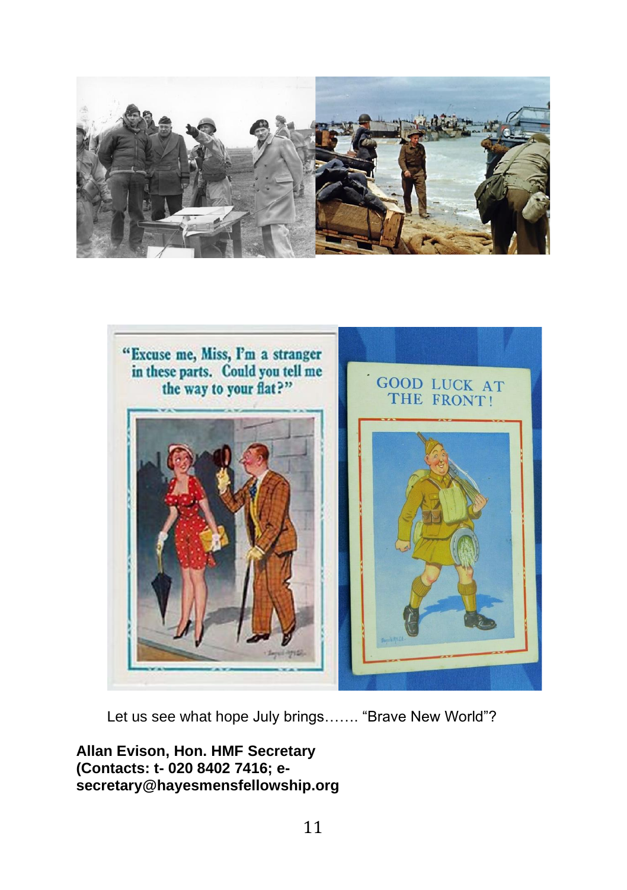Let us see what hope July brings……. “Brave New World”?

**Allan Evison, Hon. HMF Secretary**
**(Contacts: t- 020 8402 7416; e-secretary@hayesmensfellowship.org**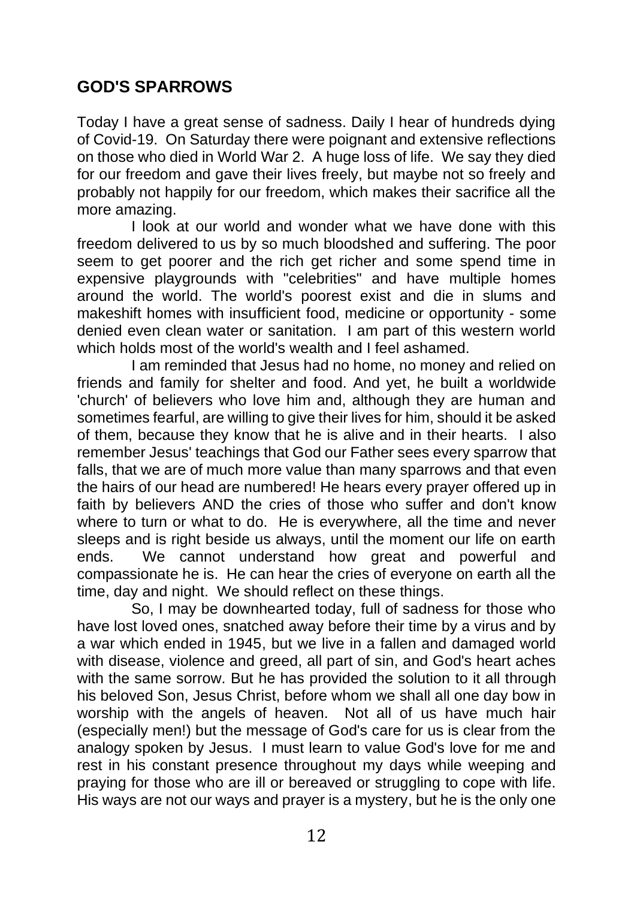## GOD'S SPARROWS

Today I have a great sense of sadness. Daily I hear of hundreds dying of Covid-19. On Saturday there were poignant and extensive reflections on those who died in World War 2. A huge loss of life. We say they died for our freedom and gave their lives freely, but maybe not so freely and probably not happily for our freedom, which makes their sacrifice all the more amazing.

I look at our world and wonder what we have done with this freedom delivered to us by so much bloodshed and suffering. The poor seem to get poorer and the rich get richer and some spend time in expensive playgrounds with "celebrities" and have multiple homes around the world. The world's poorest exist and die in slums and makeshift homes with insufficient food, medicine or opportunity - some denied even clean water or sanitation. I am part of this western world which holds most of the world's wealth and I feel ashamed.

I am reminded that Jesus had no home, no money and relied on friends and family for shelter and food. And yet, he built a worldwide 'church' of believers who love him and, although they are human and sometimes fearful, are willing to give their lives for him, should it be asked of them, because they know that he is alive and in their hearts. I also remember Jesus' teachings that God our Father sees every sparrow that falls, that we are of much more value than many sparrows and that even the hairs of our head are numbered! He hears every prayer offered up in faith by believers AND the cries of those who suffer and don't know where to turn or what to do. He is everywhere, all the time and never sleeps and is right beside us always, until the moment our life on earth ends. We cannot understand how great and powerful and compassionate he is. He can hear the cries of everyone on earth all the time, day and night. We should reflect on these things.

So, I may be downhearted today, full of sadness for those who have lost loved ones, snatched away before their time by a virus and by a war which ended in 1945, but we live in a fallen and damaged world with disease, violence and greed, all part of sin, and God's heart aches with the same sorrow. But he has provided the solution to it all through his beloved Son, Jesus Christ, before whom we shall all one day bow in worship with the angels of heaven. Not all of us have much hair (especially men!) but the message of God's care for us is clear from the analogy spoken by Jesus. I must learn to value God's love for me and rest in his constant presence throughout my days while weeping and praying for those who are ill or bereaved or struggling to cope with life. His ways are not our ways and prayer is a mystery, but he is the only one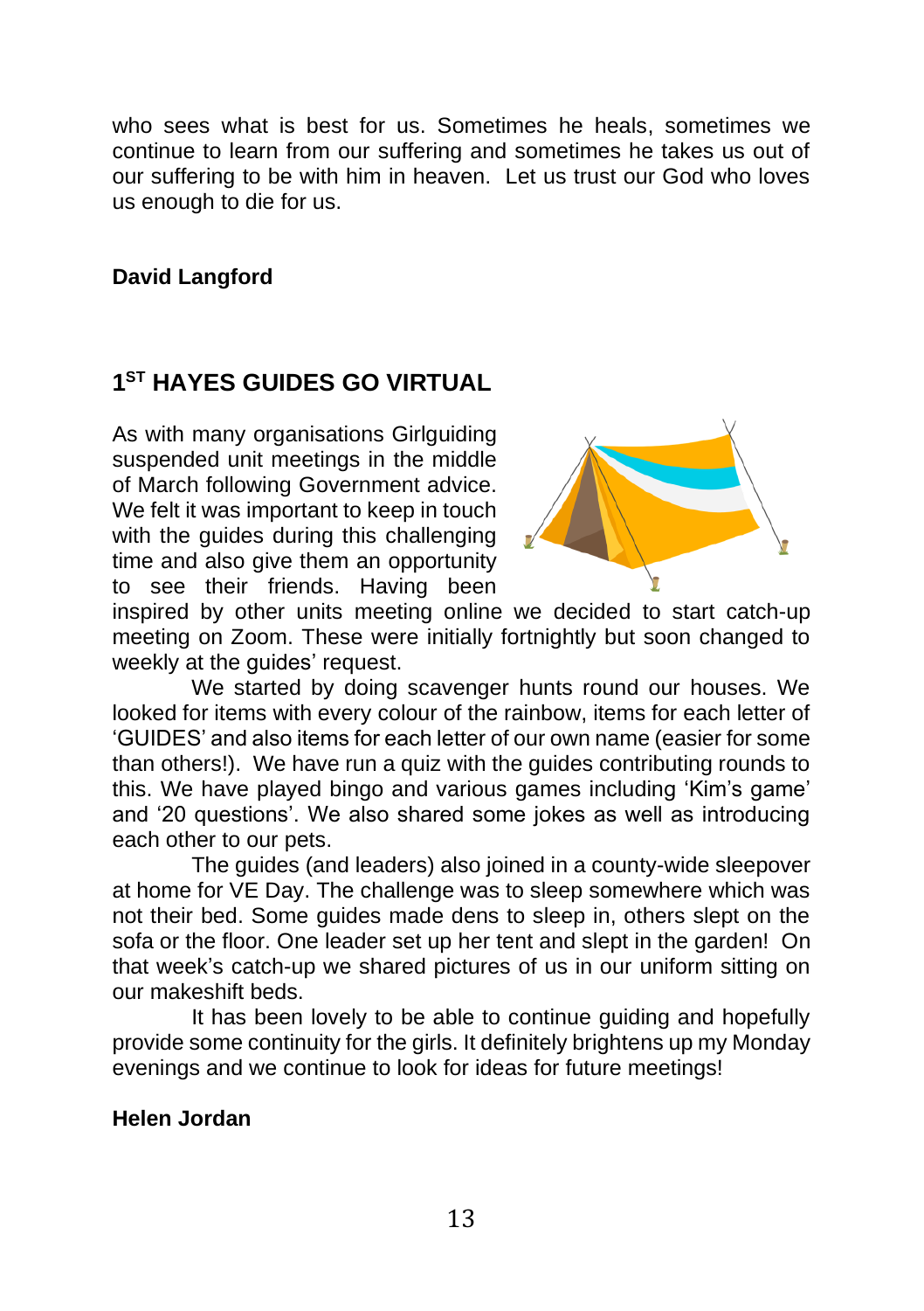who sees what is best for us. Sometimes he heals, sometimes we continue to learn from our suffering and sometimes he takes us out of our suffering to be with him in heaven. Let us trust our God who loves us enough to die for us.

**David Langford**

## 1ST HAYES GUIDES GO VIRTUAL

As with many organisations Girlguiding suspended unit meetings in the middle of March following Government advice. We felt it was important to keep in touch with the guides during this challenging time and also give them an opportunity to see their friends. Having been inspired by other units meeting online we decided to start catch-up meeting on Zoom. These were initially fortnightly but soon changed to weekly at the guides' request.

We started by doing scavenger hunts round our houses. We looked for items with every colour of the rainbow, items for each letter of 'GUIDES' and also items for each letter of our own name (easier for some than others!). We have run a quiz with the guides contributing rounds to this. We have played bingo and various games including 'Kim's game' and '20 questions'. We also shared some jokes as well as introducing each other to our pets.

The guides (and leaders) also joined in a county-wide sleepover at home for VE Day. The challenge was to sleep somewhere which was not their bed. Some guides made dens to sleep in, others slept on the sofa or the floor. One leader set up her tent and slept in the garden! On that week's catch-up we shared pictures of us in our uniform sitting on our makeshift beds.

It has been lovely to be able to continue guiding and hopefully provide some continuity for the girls. It definitely brightens up my Monday evenings and we continue to look for ideas for future meetings!

**Helen Jordan**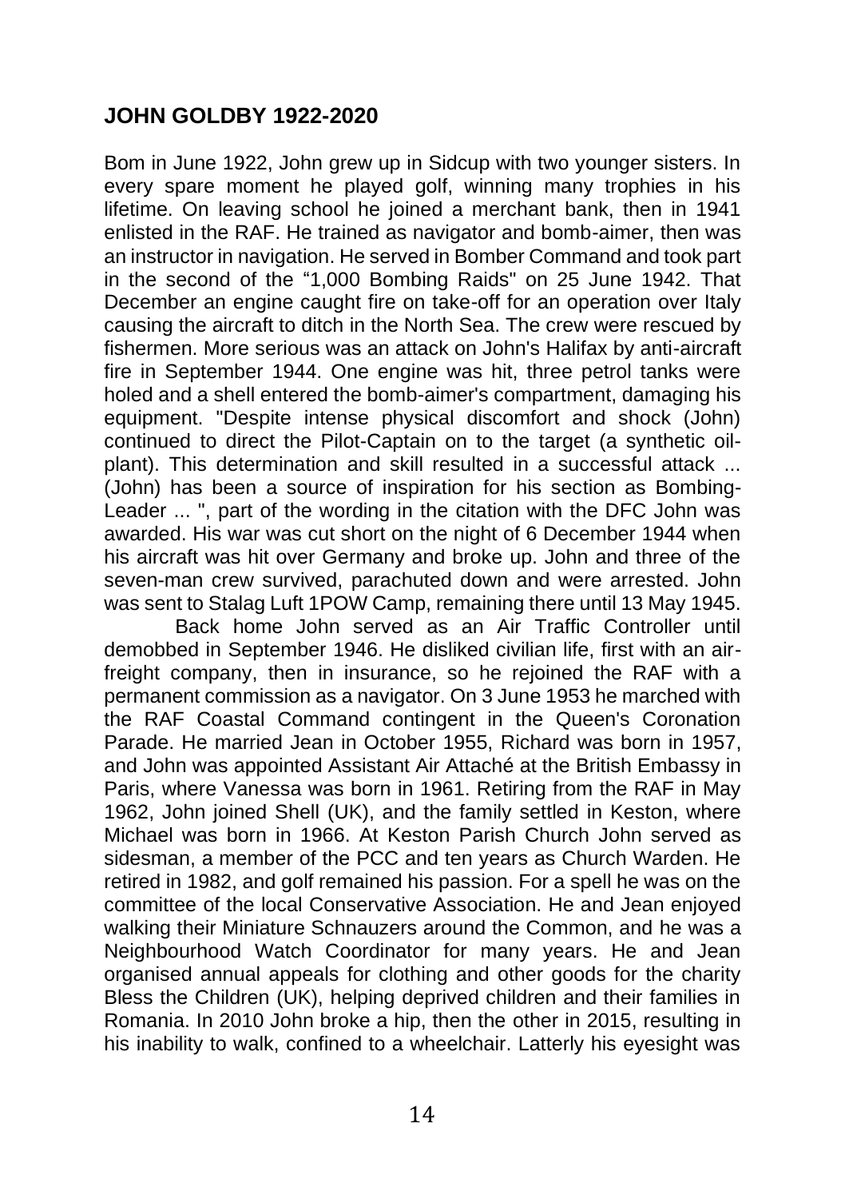## JOHN GOLDBY 1922-2020

Bom in June 1922, John grew up in Sidcup with two younger sisters. In every spare moment he played golf, winning many trophies in his lifetime. On leaving school he joined a merchant bank, then in 1941 enlisted in the RAF. He trained as navigator and bomb-aimer, then was an instructor in navigation. He served in Bomber Command and took part in the second of the "1,000 Bombing Raids" on 25 June 1942. That December an engine caught fire on take-off for an operation over Italy causing the aircraft to ditch in the North Sea. The crew were rescued by fishermen. More serious was an attack on John's Halifax by anti-aircraft fire in September 1944. One engine was hit, three petrol tanks were holed and a shell entered the bomb-aimer's compartment, damaging his equipment. "Despite intense physical discomfort and shock (John) continued to direct the Pilot-Captain on to the target (a synthetic oil-plant). This determination and skill resulted in a successful attack ... (John) has been a source of inspiration for his section as Bombing-Leader ... ", part of the wording in the citation with the DFC John was awarded. His war was cut short on the night of 6 December 1944 when his aircraft was hit over Germany and broke up. John and three of the seven-man crew survived, parachuted down and were arrested. John was sent to Stalag Luft 1POW Camp, remaining there until 13 May 1945.

Back home John served as an Air Traffic Controller until demobbed in September 1946. He disliked civilian life, first with an air-freight company, then in insurance, so he rejoined the RAF with a permanent commission as a navigator. On 3 June 1953 he marched with the RAF Coastal Command contingent in the Queen's Coronation Parade. He married Jean in October 1955, Richard was born in 1957, and John was appointed Assistant Air Attaché at the British Embassy in Paris, where Vanessa was born in 1961. Retiring from the RAF in May 1962, John joined Shell (UK), and the family settled in Keston, where Michael was born in 1966. At Keston Parish Church John served as sidesman, a member of the PCC and ten years as Church Warden. He retired in 1982, and golf remained his passion. For a spell he was on the committee of the local Conservative Association. He and Jean enjoyed walking their Miniature Schnauzers around the Common, and he was a Neighbourhood Watch Coordinator for many years. He and Jean organised annual appeals for clothing and other goods for the charity Bless the Children (UK), helping deprived children and their families in Romania. In 2010 John broke a hip, then the other in 2015, resulting in his inability to walk, confined to a wheelchair. Latterly his eyesight was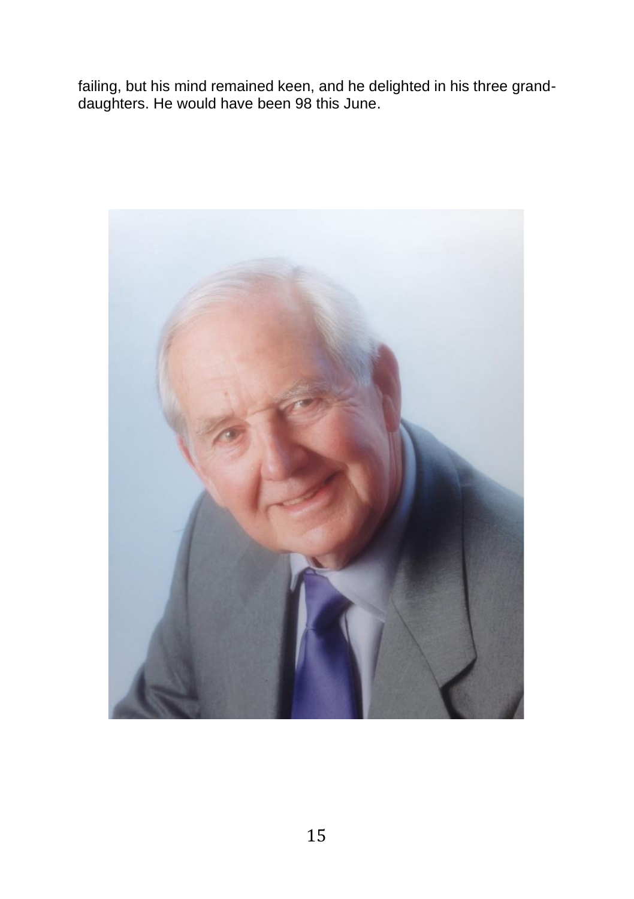failing, but his mind remained keen, and he delighted in his three grand-daughters. He would have been 98 this June.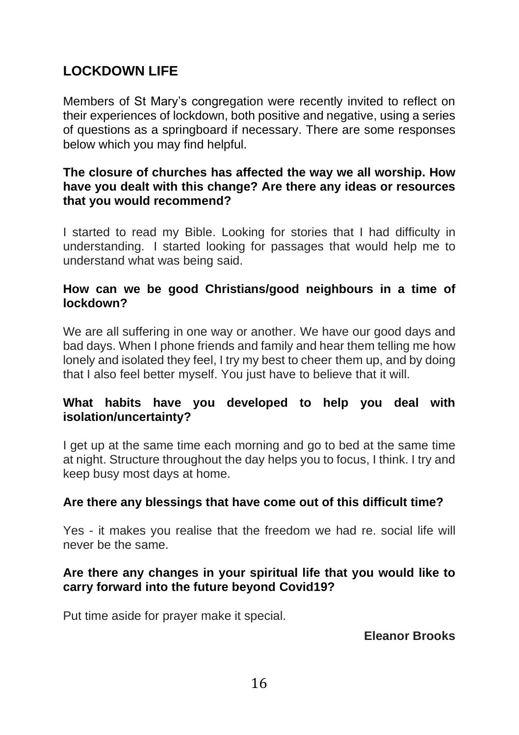## LOCKDOWN LIFE

Members of St Mary's congregation were recently invited to reflect on their experiences of lockdown, both positive and negative, using a series of questions as a springboard if necessary. There are some responses below which you may find helpful.

**The closure of churches has affected the way we all worship. How have you dealt with this change? Are there any ideas or resources that you would recommend?**

I started to read my Bible. Looking for stories that I had difficulty in understanding. I started looking for passages that would help me to understand what was being said.

**How can we be good Christians/good neighbours in a time of lockdown?**

We are all suffering in one way or another. We have our good days and bad days. When I phone friends and family and hear them telling me how lonely and isolated they feel, I try my best to cheer them up, and by doing that I also feel better myself. You just have to believe that it will.

**What habits have you developed to help you deal with isolation/uncertainty?**

I get up at the same time each morning and go to bed at the same time at night. Structure throughout the day helps you to focus, I think. I try and keep busy most days at home.

**Are there any blessings that have come out of this difficult time?**

Yes - it makes you realise that the freedom we had re. social life will never be the same.

**Are there any changes in your spiritual life that you would like to carry forward into the future beyond Covid19?**

Put time aside for prayer make it special.

**Eleanor Brooks**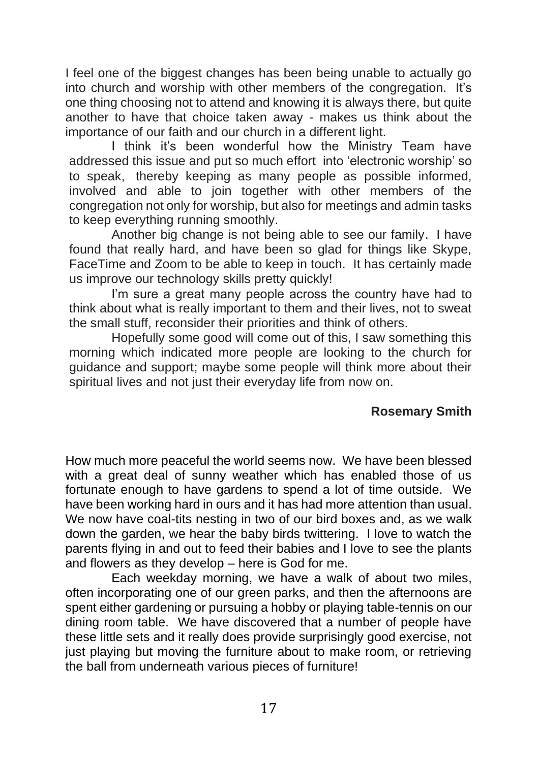I feel one of the biggest changes has been being unable to actually go into church and worship with other members of the congregation. It's one thing choosing not to attend and knowing it is always there, but quite another to have that choice taken away - makes us think about the importance of our faith and our church in a different light.

I think it's been wonderful how the Ministry Team have addressed this issue and put so much effort into 'electronic worship' so to speak, thereby keeping as many people as possible informed, involved and able to join together with other members of the congregation not only for worship, but also for meetings and admin tasks to keep everything running smoothly.

Another big change is not being able to see our family. I have found that really hard, and have been so glad for things like Skype, FaceTime and Zoom to be able to keep in touch. It has certainly made us improve our technology skills pretty quickly!

I'm sure a great many people across the country have had to think about what is really important to them and their lives, not to sweat the small stuff, reconsider their priorities and think of others.

Hopefully some good will come out of this, I saw something this morning which indicated more people are looking to the church for guidance and support; maybe some people will think more about their spiritual lives and not just their everyday life from now on.

**Rosemary Smith**

How much more peaceful the world seems now. We have been blessed with a great deal of sunny weather which has enabled those of us fortunate enough to have gardens to spend a lot of time outside. We have been working hard in ours and it has had more attention than usual. We now have coal-tits nesting in two of our bird boxes and, as we walk down the garden, we hear the baby birds twittering. I love to watch the parents flying in and out to feed their babies and I love to see the plants and flowers as they develop – here is God for me.

Each weekday morning, we have a walk of about two miles, often incorporating one of our green parks, and then the afternoons are spent either gardening or pursuing a hobby or playing table-tennis on our dining room table. We have discovered that a number of people have these little sets and it really does provide surprisingly good exercise, not just playing but moving the furniture about to make room, or retrieving the ball from underneath various pieces of furniture!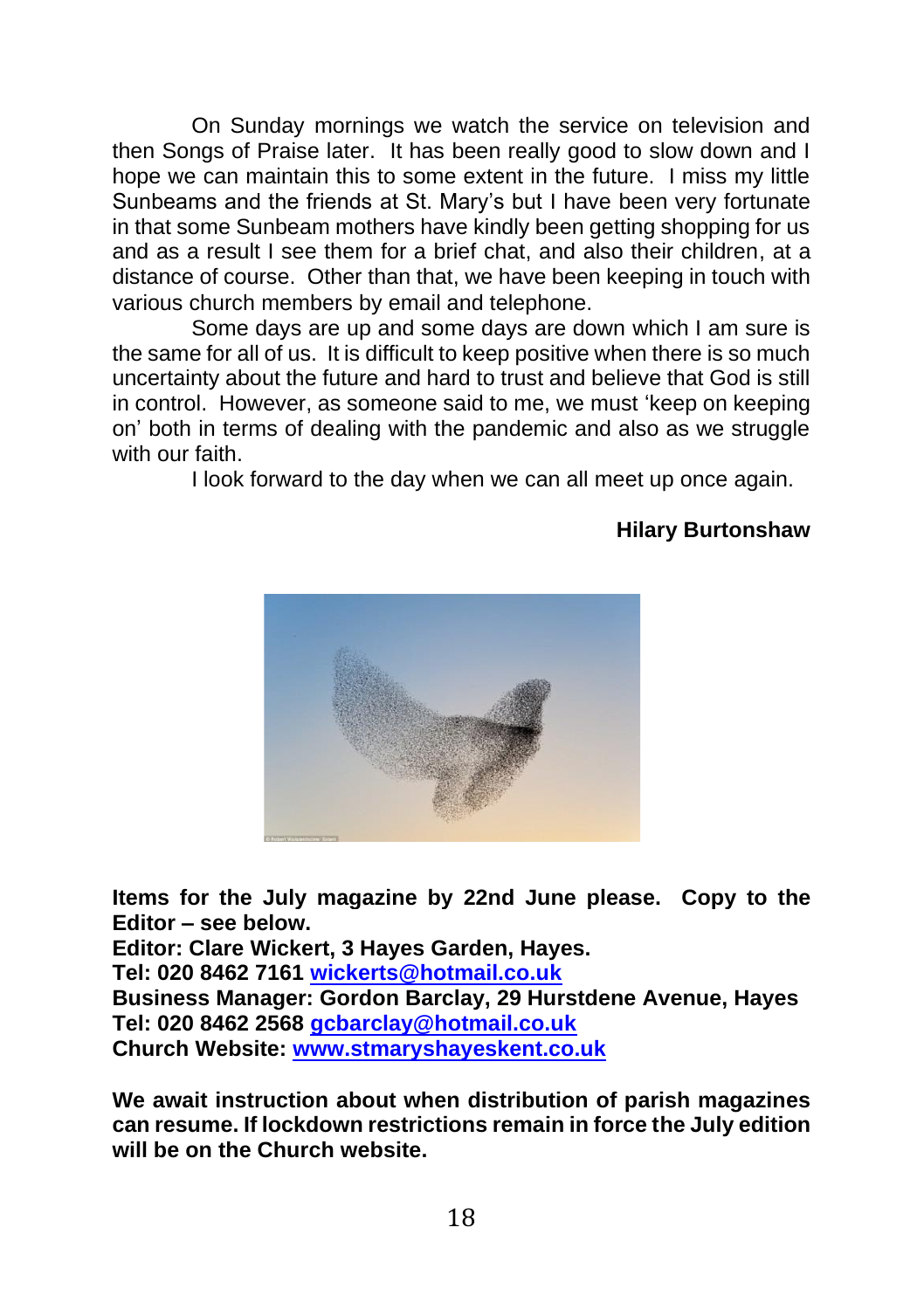On Sunday mornings we watch the service on television and then Songs of Praise later. It has been really good to slow down and I hope we can maintain this to some extent in the future. I miss my little Sunbeams and the friends at St. Mary's but I have been very fortunate in that some Sunbeam mothers have kindly been getting shopping for us and as a result I see them for a brief chat, and also their children, at a distance of course. Other than that, we have been keeping in touch with various church members by email and telephone.

Some days are up and some days are down which I am sure is the same for all of us. It is difficult to keep positive when there is so much uncertainty about the future and hard to trust and believe that God is still in control. However, as someone said to me, we must 'keep on keeping on' both in terms of dealing with the pandemic and also as we struggle with our faith.

I look forward to the day when we can all meet up once again.

**Hilary Burtonshaw**

**Items for the July magazine by 22nd June please. Copy to the Editor – see below.**
**Editor: Clare Wickert, 3 Hayes Garden, Hayes.**
**Tel: 020 8462 7161 wickerts@hotmail.co.uk**
**Business Manager: Gordon Barclay, 29 Hurstdene Avenue, Hayes**
**Tel: 020 8462 2568 gcbarclay@hotmail.co.uk**
**Church Website: www.stmaryshayeskent.co.uk**

**We await instruction about when distribution of parish magazines can resume. If lockdown restrictions remain in force the July edition will be on the Church website.**